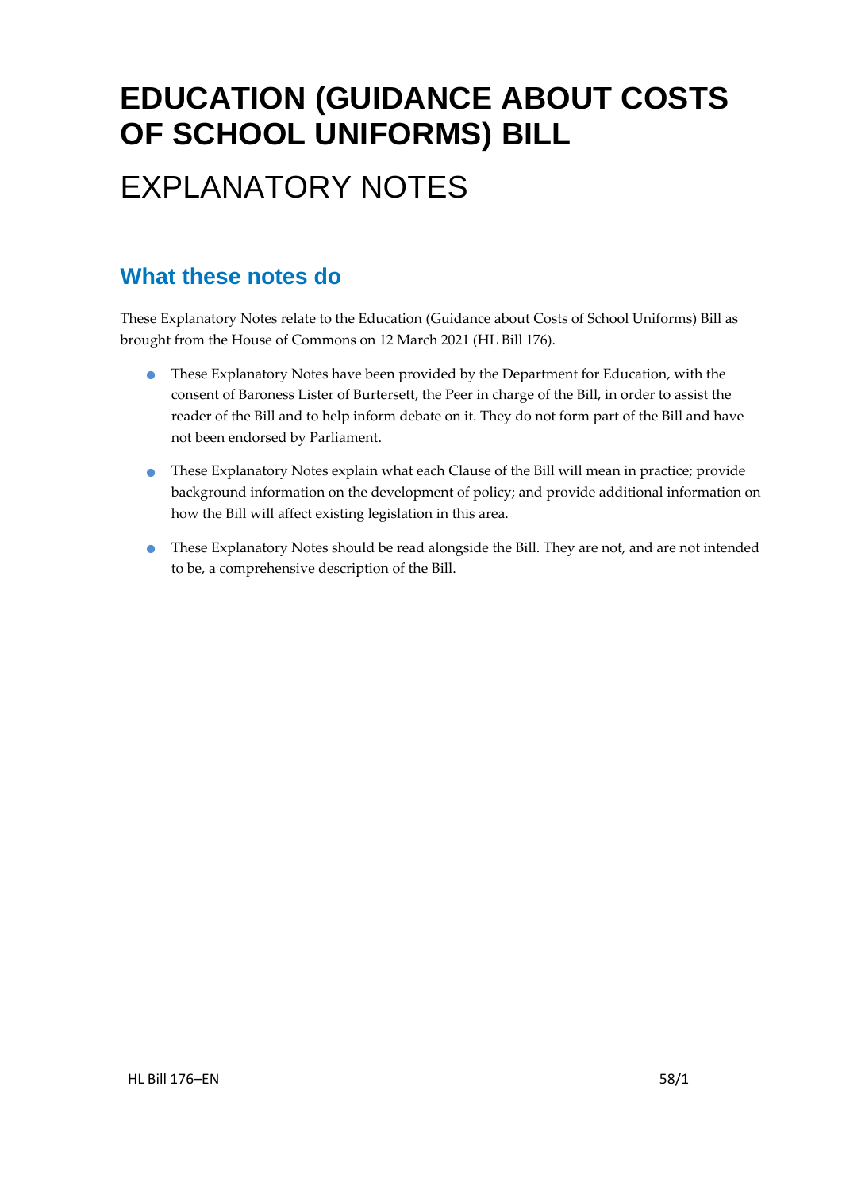# EDUCATION (GUIDANCE ABOUT COSTS OF SCHOOL UNIFORMS) BILL

# EXPLANATORY NOTES

## What these notes do

These Explanatory Notes relate to the Education (Guidance about Costs of School Uniforms) Bill as brought from the House of Commons on 12 March 2021 (HL Bill 176).

- These Explanatory Notes have been provided by the Department for Education, with the consent of Baroness Lister of Burtersett, the Peer in charge of the Bill, in order to assist the reader of the Bill and to help inform debate on it. They do not form part of the Bill and have not been endorsed by Parliament.
- These Explanatory Notes explain what each Clause of the Bill will mean in practice; provide background information on the development of policy; and provide additional information on how the Bill will affect existing legislation in this area.
- These Explanatory Notes should be read alongside the Bill. They are not, and are not intended to be, a comprehensive description of the Bill.

HL Bill 176–EN 58/1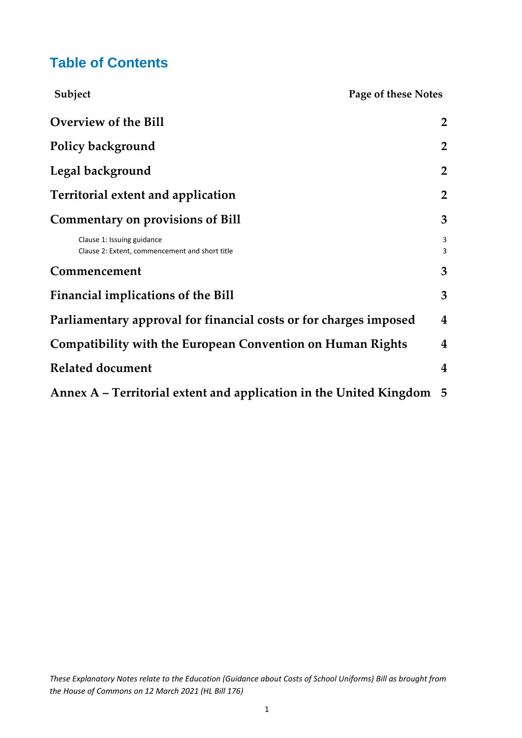# Table of Contents

| Subject | Page of these Notes |
|---|---|
| **Overview of the Bill** | **2** |
| **Policy background** | **2** |
| **Legal background** | **2** |
| **Territorial extent and application** | **2** |
| **Commentary on provisions of Bill** | **3** |
| Clause 1: Issuing guidance | 3 |
| Clause 2: Extent, commencement and short title | 3 |
| **Commencement** | **3** |
| **Financial implications of the Bill** | **3** |
| **Parliamentary approval for financial costs or for charges imposed** | **4** |
| **Compatibility with the European Convention on Human Rights** | **4** |
| **Related document** | **4** |
| **Annex A – Territorial extent and application in the United Kingdom** | **5** |

*These Explanatory Notes relate to the Education (Guidance about Costs of School Uniforms) Bill as brought from the House of Commons on 12 March 2021 (HL Bill 176)*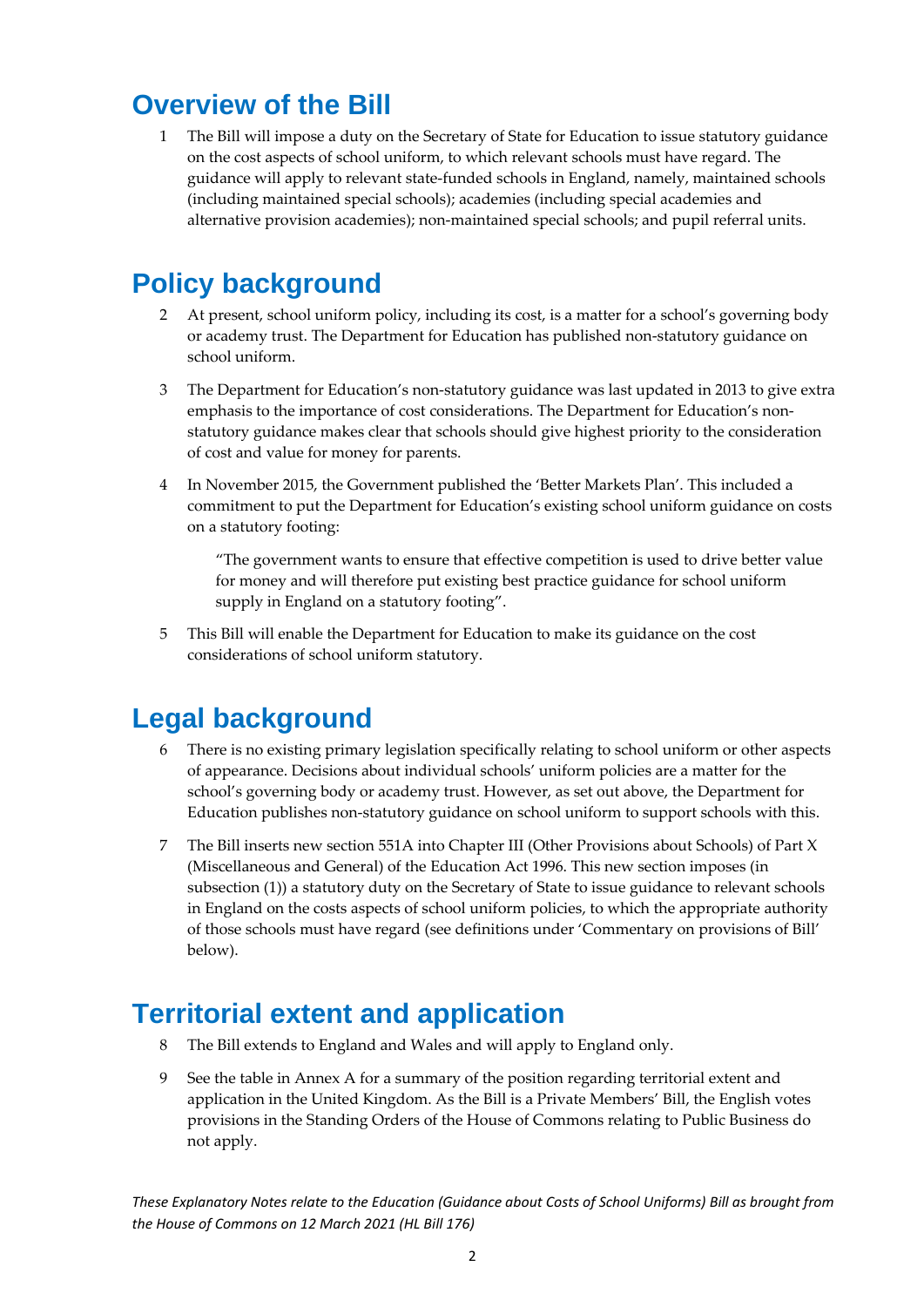## Overview of the Bill

1 The Bill will impose a duty on the Secretary of State for Education to issue statutory guidance on the cost aspects of school uniform, to which relevant schools must have regard. The guidance will apply to relevant state-funded schools in England, namely, maintained schools (including maintained special schools); academies (including special academies and alternative provision academies); non-maintained special schools; and pupil referral units.

## Policy background

2 At present, school uniform policy, including its cost, is a matter for a school's governing body or academy trust. The Department for Education has published non-statutory guidance on school uniform.

3 The Department for Education's non-statutory guidance was last updated in 2013 to give extra emphasis to the importance of cost considerations. The Department for Education's non-statutory guidance makes clear that schools should give highest priority to the consideration of cost and value for money for parents.

4 In November 2015, the Government published the 'Better Markets Plan'. This included a commitment to put the Department for Education's existing school uniform guidance on costs on a statutory footing:

> "The government wants to ensure that effective competition is used to drive better value for money and will therefore put existing best practice guidance for school uniform supply in England on a statutory footing".

5 This Bill will enable the Department for Education to make its guidance on the cost considerations of school uniform statutory.

## Legal background

6 There is no existing primary legislation specifically relating to school uniform or other aspects of appearance. Decisions about individual schools' uniform policies are a matter for the school's governing body or academy trust. However, as set out above, the Department for Education publishes non-statutory guidance on school uniform to support schools with this.

7 The Bill inserts new section 551A into Chapter III (Other Provisions about Schools) of Part X (Miscellaneous and General) of the Education Act 1996. This new section imposes (in subsection (1)) a statutory duty on the Secretary of State to issue guidance to relevant schools in England on the costs aspects of school uniform policies, to which the appropriate authority of those schools must have regard (see definitions under 'Commentary on provisions of Bill' below).

## Territorial extent and application

8 The Bill extends to England and Wales and will apply to England only.

9 See the table in Annex A for a summary of the position regarding territorial extent and application in the United Kingdom. As the Bill is a Private Members' Bill, the English votes provisions in the Standing Orders of the House of Commons relating to Public Business do not apply.

*These Explanatory Notes relate to the Education (Guidance about Costs of School Uniforms) Bill as brought from the House of Commons on 12 March 2021 (HL Bill 176)*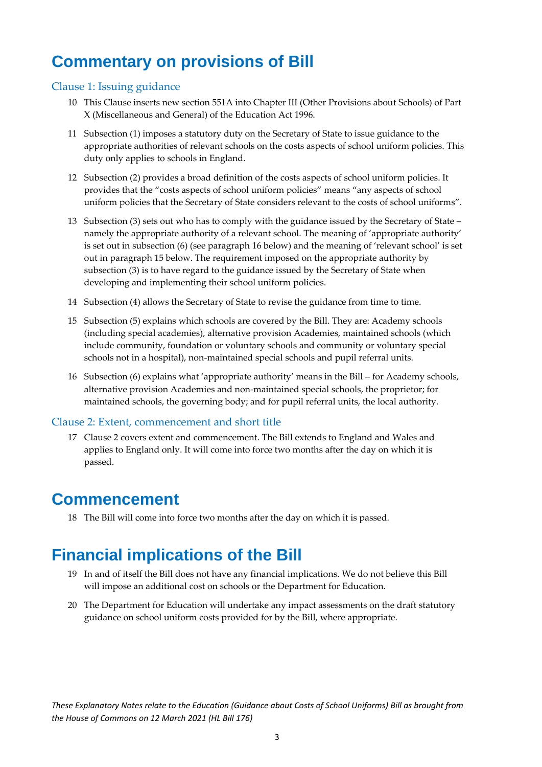# Commentary on provisions of Bill

## Clause 1: Issuing guidance

10 This Clause inserts new section 551A into Chapter III (Other Provisions about Schools) of Part X (Miscellaneous and General) of the Education Act 1996.

11 Subsection (1) imposes a statutory duty on the Secretary of State to issue guidance to the appropriate authorities of relevant schools on the costs aspects of school uniform policies. This duty only applies to schools in England.

12 Subsection (2) provides a broad definition of the costs aspects of school uniform policies. It provides that the "costs aspects of school uniform policies" means "any aspects of school uniform policies that the Secretary of State considers relevant to the costs of school uniforms".

13 Subsection (3) sets out who has to comply with the guidance issued by the Secretary of State – namely the appropriate authority of a relevant school. The meaning of 'appropriate authority' is set out in subsection (6) (see paragraph 16 below) and the meaning of 'relevant school' is set out in paragraph 15 below. The requirement imposed on the appropriate authority by subsection (3) is to have regard to the guidance issued by the Secretary of State when developing and implementing their school uniform policies.

14 Subsection (4) allows the Secretary of State to revise the guidance from time to time.

15 Subsection (5) explains which schools are covered by the Bill. They are: Academy schools (including special academies), alternative provision Academies, maintained schools (which include community, foundation or voluntary schools and community or voluntary special schools not in a hospital), non-maintained special schools and pupil referral units.

16 Subsection (6) explains what 'appropriate authority' means in the Bill – for Academy schools, alternative provision Academies and non-maintained special schools, the proprietor; for maintained schools, the governing body; and for pupil referral units, the local authority.

## Clause 2: Extent, commencement and short title

17 Clause 2 covers extent and commencement. The Bill extends to England and Wales and applies to England only. It will come into force two months after the day on which it is passed.

# Commencement

18 The Bill will come into force two months after the day on which it is passed.

# Financial implications of the Bill

19 In and of itself the Bill does not have any financial implications. We do not believe this Bill will impose an additional cost on schools or the Department for Education.

20 The Department for Education will undertake any impact assessments on the draft statutory guidance on school uniform costs provided for by the Bill, where appropriate.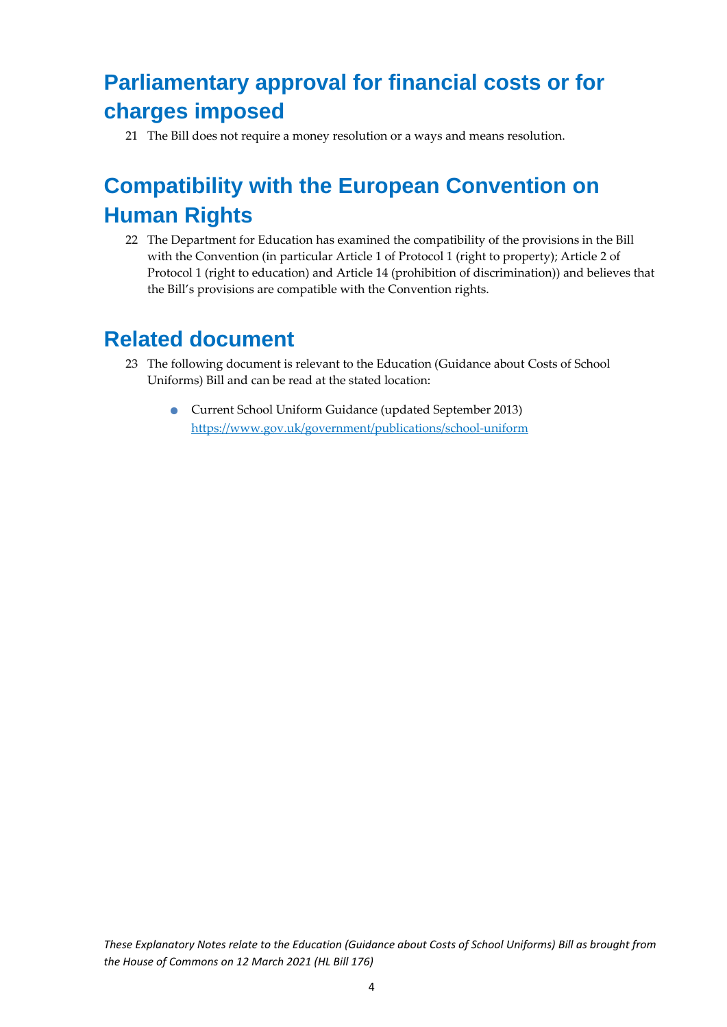## Parliamentary approval for financial costs or for charges imposed

21 The Bill does not require a money resolution or a ways and means resolution.

## Compatibility with the European Convention on Human Rights

22 The Department for Education has examined the compatibility of the provisions in the Bill with the Convention (in particular Article 1 of Protocol 1 (right to property); Article 2 of Protocol 1 (right to education) and Article 14 (prohibition of discrimination)) and believes that the Bill's provisions are compatible with the Convention rights.

## Related document

23 The following document is relevant to the Education (Guidance about Costs of School Uniforms) Bill and can be read at the stated location:

- Current School Uniform Guidance (updated September 2013) https://www.gov.uk/government/publications/school-uniform

*These Explanatory Notes relate to the Education (Guidance about Costs of School Uniforms) Bill as brought from the House of Commons on 12 March 2021 (HL Bill 176)*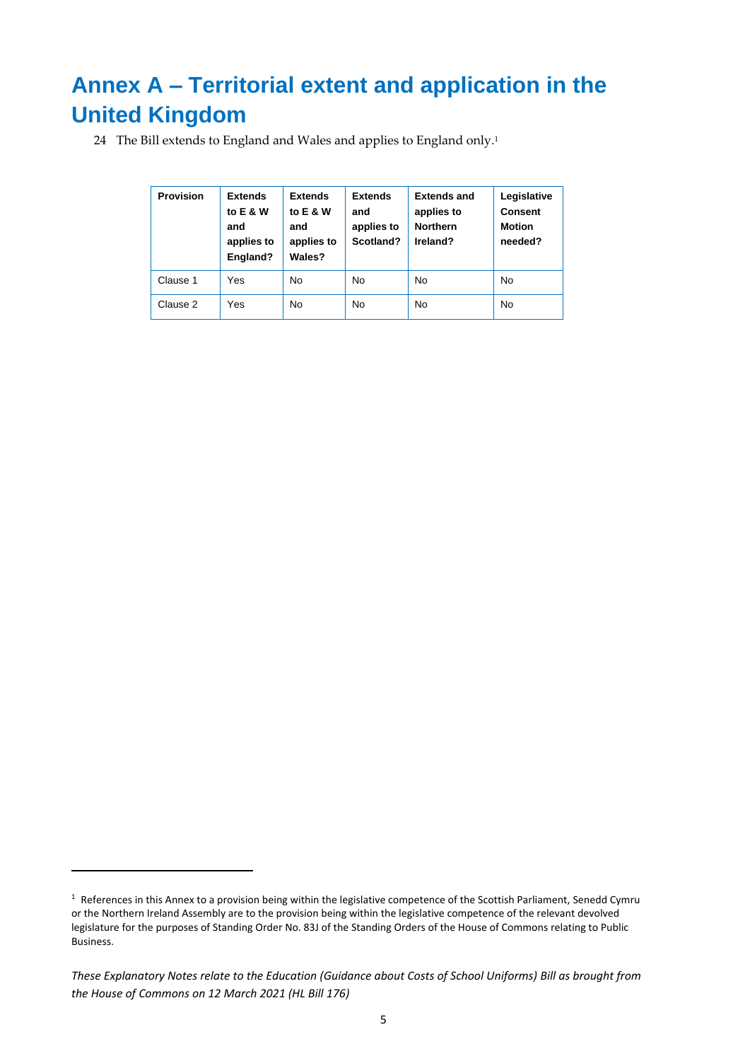# Annex A – Territorial extent and application in the United Kingdom

24 The Bill extends to England and Wales and applies to England only.[1]

| Provision | Extends to E & W and applies to England? | Extends to E & W and applies to Wales? | Extends and applies to Scotland? | Extends and applies to Northern Ireland? | Legislative Consent Motion needed? |
|---|---|---|---|---|---|
| Clause 1 | Yes | No | No | No | No |
| Clause 2 | Yes | No | No | No | No |

[1] References in this Annex to a provision being within the legislative competence of the Scottish Parliament, Senedd Cymru or the Northern Ireland Assembly are to the provision being within the legislative competence of the relevant devolved legislature for the purposes of Standing Order No. 83J of the Standing Orders of the House of Commons relating to Public Business.

*These Explanatory Notes relate to the Education (Guidance about Costs of School Uniforms) Bill as brought from the House of Commons on 12 March 2021 (HL Bill 176)*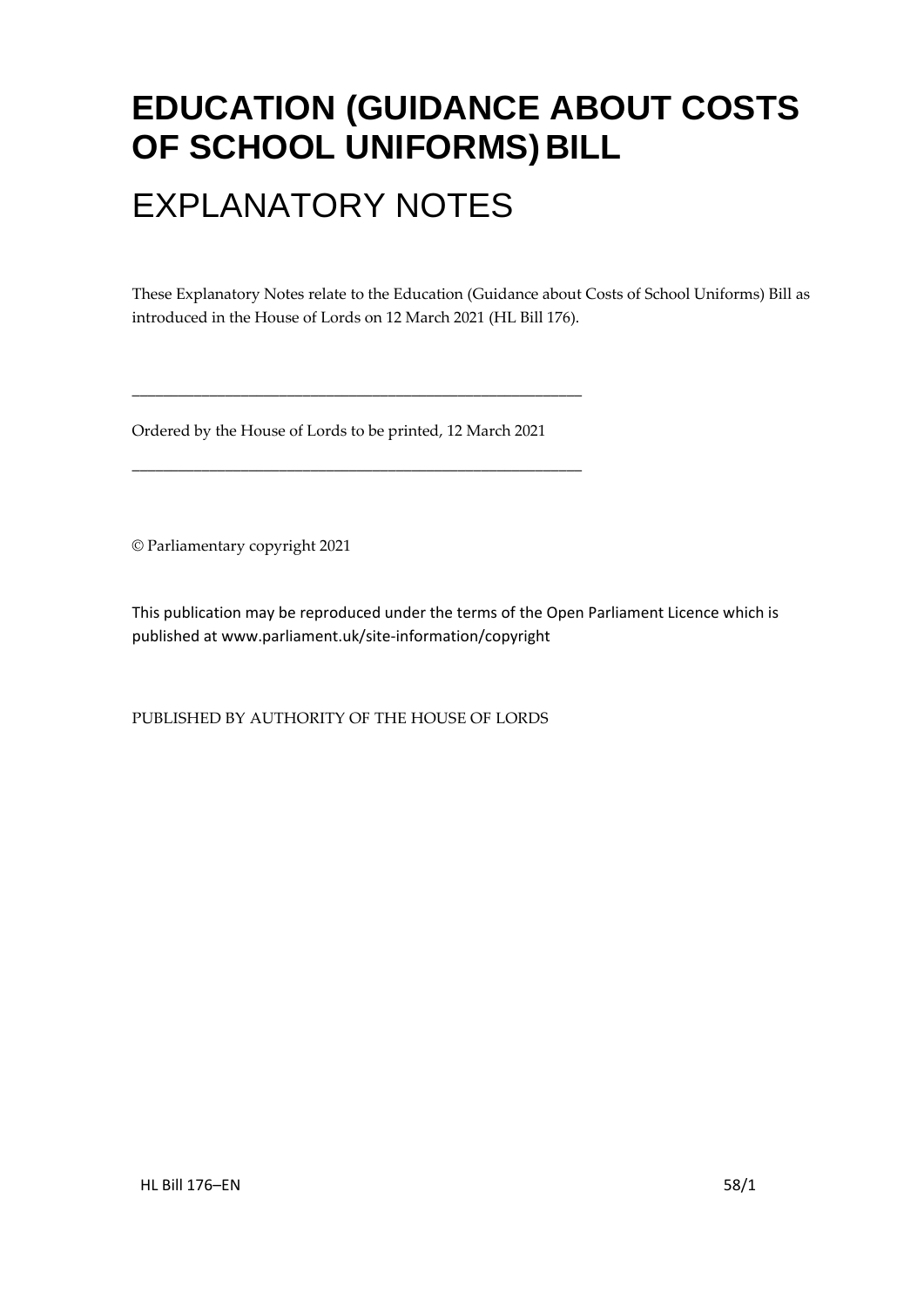# EDUCATION (GUIDANCE ABOUT COSTS OF SCHOOL UNIFORMS) BILL

# EXPLANATORY NOTES

These Explanatory Notes relate to the Education (Guidance about Costs of School Uniforms) Bill as introduced in the House of Lords on 12 March 2021 (HL Bill 176).

---

Ordered by the House of Lords to be printed, 12 March 2021

---

© Parliamentary copyright 2021

This publication may be reproduced under the terms of the Open Parliament Licence which is published at www.parliament.uk/site-information/copyright

PUBLISHED BY AUTHORITY OF THE HOUSE OF LORDS

HL Bill 176–EN 58/1